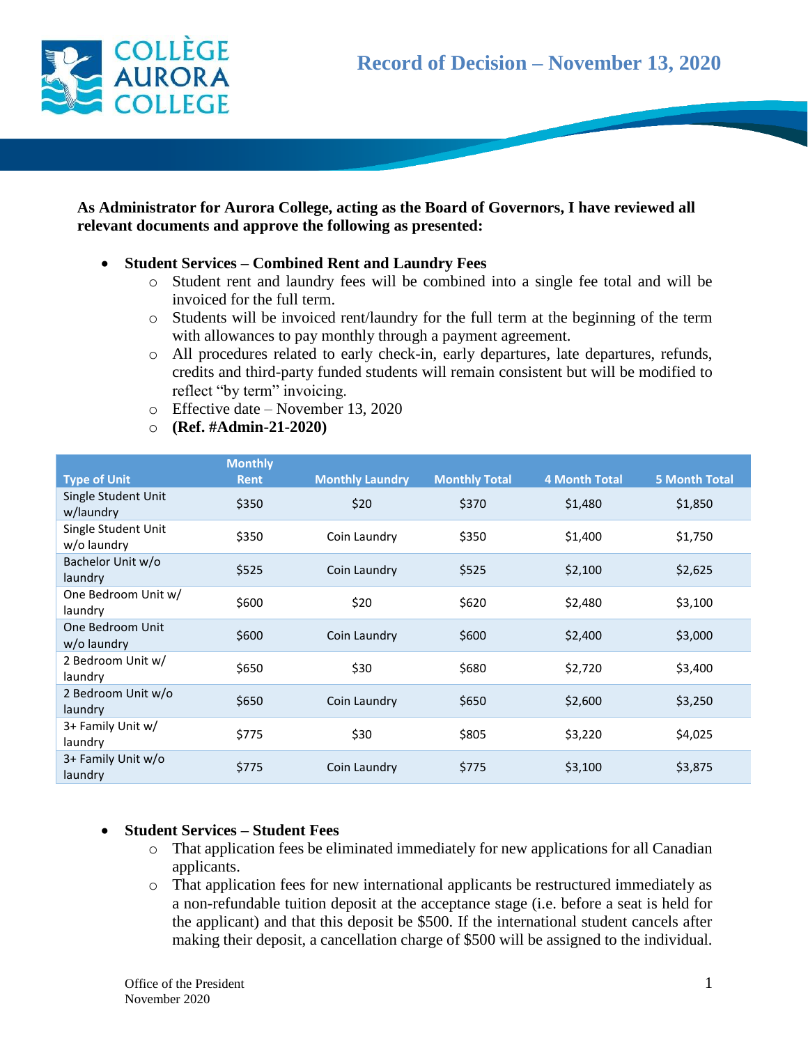# Record of Decision – November 13, 2020

**As Administrator for Aurora College, acting as the Board of Governors, I have reviewed all relevant documents and approve the following as presented:**

- **Student Services – Combined Rent and Laundry Fees**
  - Student rent and laundry fees will be combined into a single fee total and will be invoiced for the full term.
  - Students will be invoiced rent/laundry for the full term at the beginning of the term with allowances to pay monthly through a payment agreement.
  - All procedures related to early check-in, early departures, late departures, refunds, credits and third-party funded students will remain consistent but will be modified to reflect "by term" invoicing.
  - Effective date – November 13, 2020
  - **(Ref. #Admin-21-2020)**

| Type of Unit | Monthly Rent | Monthly Laundry | Monthly Total | 4 Month Total | 5 Month Total |
|---|---|---|---|---|---|
| Single Student Unit w/laundry | $350 | $20 | $370 | $1,480 | $1,850 |
| Single Student Unit w/o laundry | $350 | Coin Laundry | $350 | $1,400 | $1,750 |
| Bachelor Unit w/o laundry | $525 | Coin Laundry | $525 | $2,100 | $2,625 |
| One Bedroom Unit w/ laundry | $600 | $20 | $620 | $2,480 | $3,100 |
| One Bedroom Unit w/o laundry | $600 | Coin Laundry | $600 | $2,400 | $3,000 |
| 2 Bedroom Unit w/ laundry | $650 | $30 | $680 | $2,720 | $3,400 |
| 2 Bedroom Unit w/o laundry | $650 | Coin Laundry | $650 | $2,600 | $3,250 |
| 3+ Family Unit w/ laundry | $775 | $30 | $805 | $3,220 | $4,025 |
| 3+ Family Unit w/o laundry | $775 | Coin Laundry | $775 | $3,100 | $3,875 |

- **Student Services – Student Fees**
  - That application fees be eliminated immediately for new applications for all Canadian applicants.
  - That application fees for new international applicants be restructured immediately as a non-refundable tuition deposit at the acceptance stage (i.e. before a seat is held for the applicant) and that this deposit be $500. If the international student cancels after making their deposit, a cancellation charge of $500 will be assigned to the individual.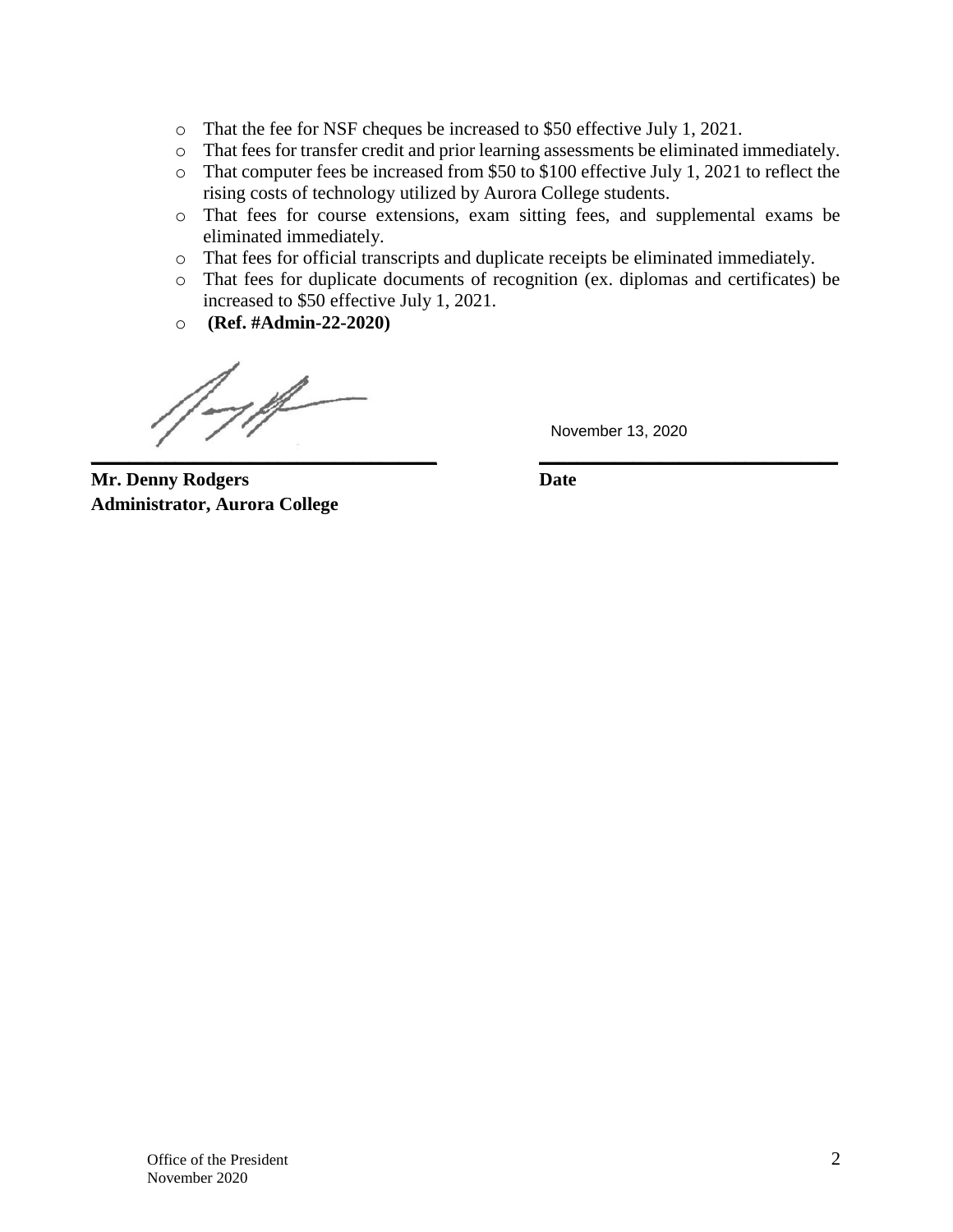- That the fee for NSF cheques be increased to $50 effective July 1, 2021.
- That fees for transfer credit and prior learning assessments be eliminated immediately.
- That computer fees be increased from $50 to $100 effective July 1, 2021 to reflect the rising costs of technology utilized by Aurora College students.
- That fees for course extensions, exam sitting fees, and supplemental exams be eliminated immediately.
- That fees for official transcripts and duplicate receipts be eliminated immediately.
- That fees for duplicate documents of recognition (ex. diplomas and certificates) be increased to $50 effective July 1, 2021.
- **(Ref. #Admin-22-2020)**

November 13, 2020

**Mr. Denny Rodgers**
**Administrator, Aurora College**

**Date**